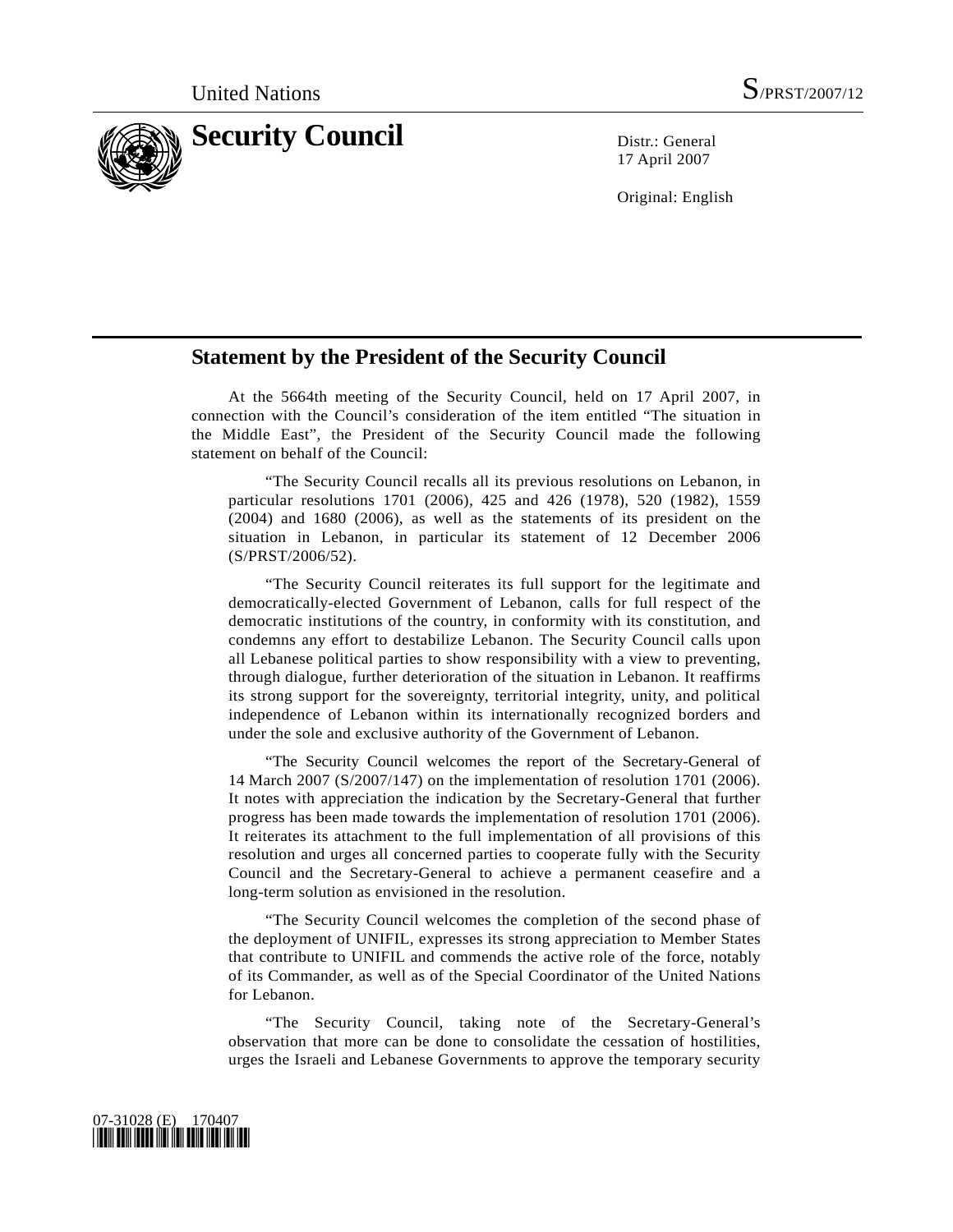United Nations S/PRST/2007/12

# Security Council

Distr.: General
17 April 2007

Original: English

## Statement by the President of the Security Council

At the 5664th meeting of the Security Council, held on 17 April 2007, in connection with the Council's consideration of the item entitled "The situation in the Middle East", the President of the Security Council made the following statement on behalf of the Council:

"The Security Council recalls all its previous resolutions on Lebanon, in particular resolutions 1701 (2006), 425 and 426 (1978), 520 (1982), 1559 (2004) and 1680 (2006), as well as the statements of its president on the situation in Lebanon, in particular its statement of 12 December 2006 (S/PRST/2006/52).

"The Security Council reiterates its full support for the legitimate and democratically-elected Government of Lebanon, calls for full respect of the democratic institutions of the country, in conformity with its constitution, and condemns any effort to destabilize Lebanon. The Security Council calls upon all Lebanese political parties to show responsibility with a view to preventing, through dialogue, further deterioration of the situation in Lebanon. It reaffirms its strong support for the sovereignty, territorial integrity, unity, and political independence of Lebanon within its internationally recognized borders and under the sole and exclusive authority of the Government of Lebanon.

"The Security Council welcomes the report of the Secretary-General of 14 March 2007 (S/2007/147) on the implementation of resolution 1701 (2006). It notes with appreciation the indication by the Secretary-General that further progress has been made towards the implementation of resolution 1701 (2006). It reiterates its attachment to the full implementation of all provisions of this resolution and urges all concerned parties to cooperate fully with the Security Council and the Secretary-General to achieve a permanent ceasefire and a long-term solution as envisioned in the resolution.

"The Security Council welcomes the completion of the second phase of the deployment of UNIFIL, expresses its strong appreciation to Member States that contribute to UNIFIL and commends the active role of the force, notably of its Commander, as well as of the Special Coordinator of the United Nations for Lebanon.

"The Security Council, taking note of the Secretary-General's observation that more can be done to consolidate the cessation of hostilities, urges the Israeli and Lebanese Governments to approve the temporary security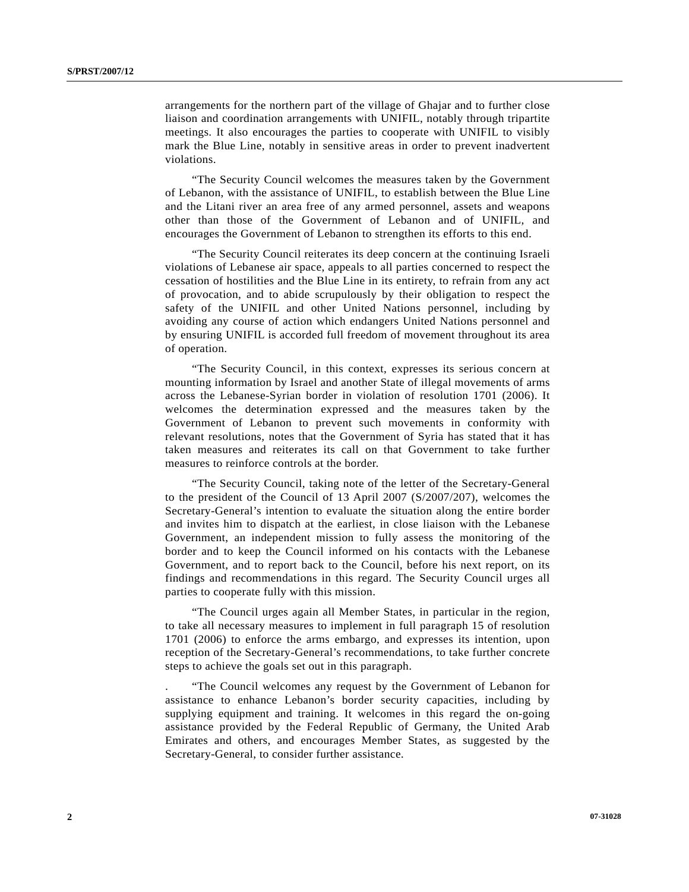arrangements for the northern part of the village of Ghajar and to further close liaison and coordination arrangements with UNIFIL, notably through tripartite meetings. It also encourages the parties to cooperate with UNIFIL to visibly mark the Blue Line, notably in sensitive areas in order to prevent inadvertent violations.

"The Security Council welcomes the measures taken by the Government of Lebanon, with the assistance of UNIFIL, to establish between the Blue Line and the Litani river an area free of any armed personnel, assets and weapons other than those of the Government of Lebanon and of UNIFIL, and encourages the Government of Lebanon to strengthen its efforts to this end.

"The Security Council reiterates its deep concern at the continuing Israeli violations of Lebanese air space, appeals to all parties concerned to respect the cessation of hostilities and the Blue Line in its entirety, to refrain from any act of provocation, and to abide scrupulously by their obligation to respect the safety of the UNIFIL and other United Nations personnel, including by avoiding any course of action which endangers United Nations personnel and by ensuring UNIFIL is accorded full freedom of movement throughout its area of operation.

"The Security Council, in this context, expresses its serious concern at mounting information by Israel and another State of illegal movements of arms across the Lebanese-Syrian border in violation of resolution 1701 (2006). It welcomes the determination expressed and the measures taken by the Government of Lebanon to prevent such movements in conformity with relevant resolutions, notes that the Government of Syria has stated that it has taken measures and reiterates its call on that Government to take further measures to reinforce controls at the border.

"The Security Council, taking note of the letter of the Secretary-General to the president of the Council of 13 April 2007 (S/2007/207), welcomes the Secretary-General's intention to evaluate the situation along the entire border and invites him to dispatch at the earliest, in close liaison with the Lebanese Government, an independent mission to fully assess the monitoring of the border and to keep the Council informed on his contacts with the Lebanese Government, and to report back to the Council, before his next report, on its findings and recommendations in this regard. The Security Council urges all parties to cooperate fully with this mission.

"The Council urges again all Member States, in particular in the region, to take all necessary measures to implement in full paragraph 15 of resolution 1701 (2006) to enforce the arms embargo, and expresses its intention, upon reception of the Secretary-General's recommendations, to take further concrete steps to achieve the goals set out in this paragraph.

. "The Council welcomes any request by the Government of Lebanon for assistance to enhance Lebanon's border security capacities, including by supplying equipment and training. It welcomes in this regard the on-going assistance provided by the Federal Republic of Germany, the United Arab Emirates and others, and encourages Member States, as suggested by the Secretary-General, to consider further assistance.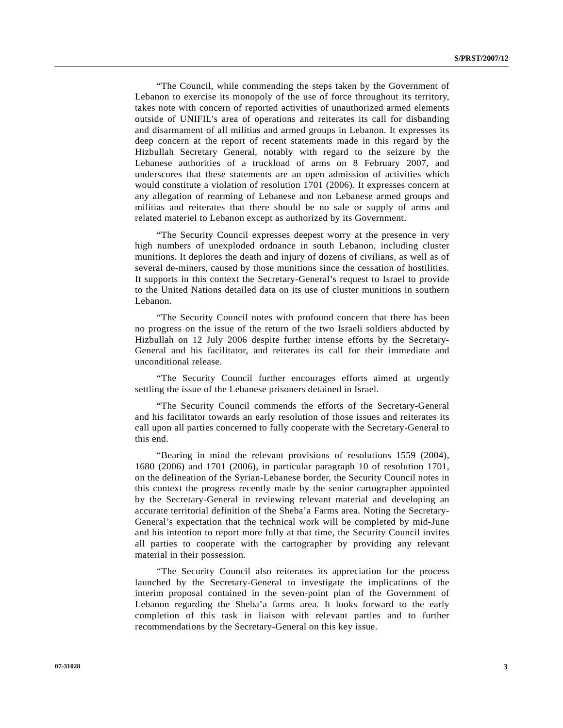"The Council, while commending the steps taken by the Government of Lebanon to exercise its monopoly of the use of force throughout its territory, takes note with concern of reported activities of unauthorized armed elements outside of UNIFIL's area of operations and reiterates its call for disbanding and disarmament of all militias and armed groups in Lebanon. It expresses its deep concern at the report of recent statements made in this regard by the Hizbullah Secretary General, notably with regard to the seizure by the Lebanese authorities of a truckload of arms on 8 February 2007, and underscores that these statements are an open admission of activities which would constitute a violation of resolution 1701 (2006). It expresses concern at any allegation of rearming of Lebanese and non Lebanese armed groups and militias and reiterates that there should be no sale or supply of arms and related materiel to Lebanon except as authorized by its Government.

"The Security Council expresses deepest worry at the presence in very high numbers of unexploded ordnance in south Lebanon, including cluster munitions. It deplores the death and injury of dozens of civilians, as well as of several de-miners, caused by those munitions since the cessation of hostilities. It supports in this context the Secretary-General's request to Israel to provide to the United Nations detailed data on its use of cluster munitions in southern Lebanon.

"The Security Council notes with profound concern that there has been no progress on the issue of the return of the two Israeli soldiers abducted by Hizbullah on 12 July 2006 despite further intense efforts by the Secretary-General and his facilitator, and reiterates its call for their immediate and unconditional release.

"The Security Council further encourages efforts aimed at urgently settling the issue of the Lebanese prisoners detained in Israel.

"The Security Council commends the efforts of the Secretary-General and his facilitator towards an early resolution of those issues and reiterates its call upon all parties concerned to fully cooperate with the Secretary-General to this end.

"Bearing in mind the relevant provisions of resolutions 1559 (2004), 1680 (2006) and 1701 (2006), in particular paragraph 10 of resolution 1701, on the delineation of the Syrian-Lebanese border, the Security Council notes in this context the progress recently made by the senior cartographer appointed by the Secretary-General in reviewing relevant material and developing an accurate territorial definition of the Sheba'a Farms area. Noting the Secretary-General's expectation that the technical work will be completed by mid-June and his intention to report more fully at that time, the Security Council invites all parties to cooperate with the cartographer by providing any relevant material in their possession.

"The Security Council also reiterates its appreciation for the process launched by the Secretary-General to investigate the implications of the interim proposal contained in the seven-point plan of the Government of Lebanon regarding the Sheba'a farms area. It looks forward to the early completion of this task in liaison with relevant parties and to further recommendations by the Secretary-General on this key issue.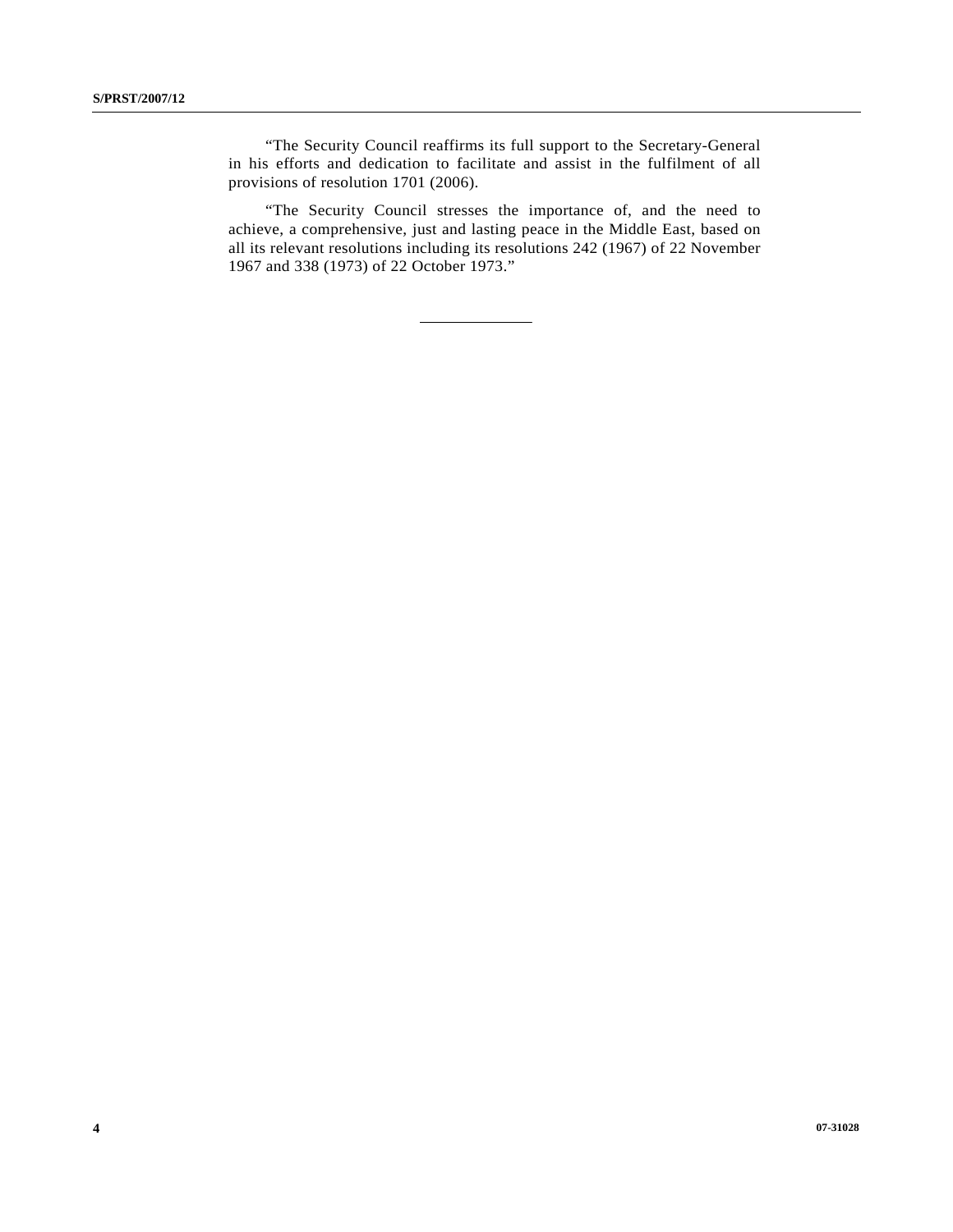"The Security Council reaffirms its full support to the Secretary-General in his efforts and dedication to facilitate and assist in the fulfilment of all provisions of resolution 1701 (2006).

"The Security Council stresses the importance of, and the need to achieve, a comprehensive, just and lasting peace in the Middle East, based on all its relevant resolutions including its resolutions 242 (1967) of 22 November 1967 and 338 (1973) of 22 October 1973."